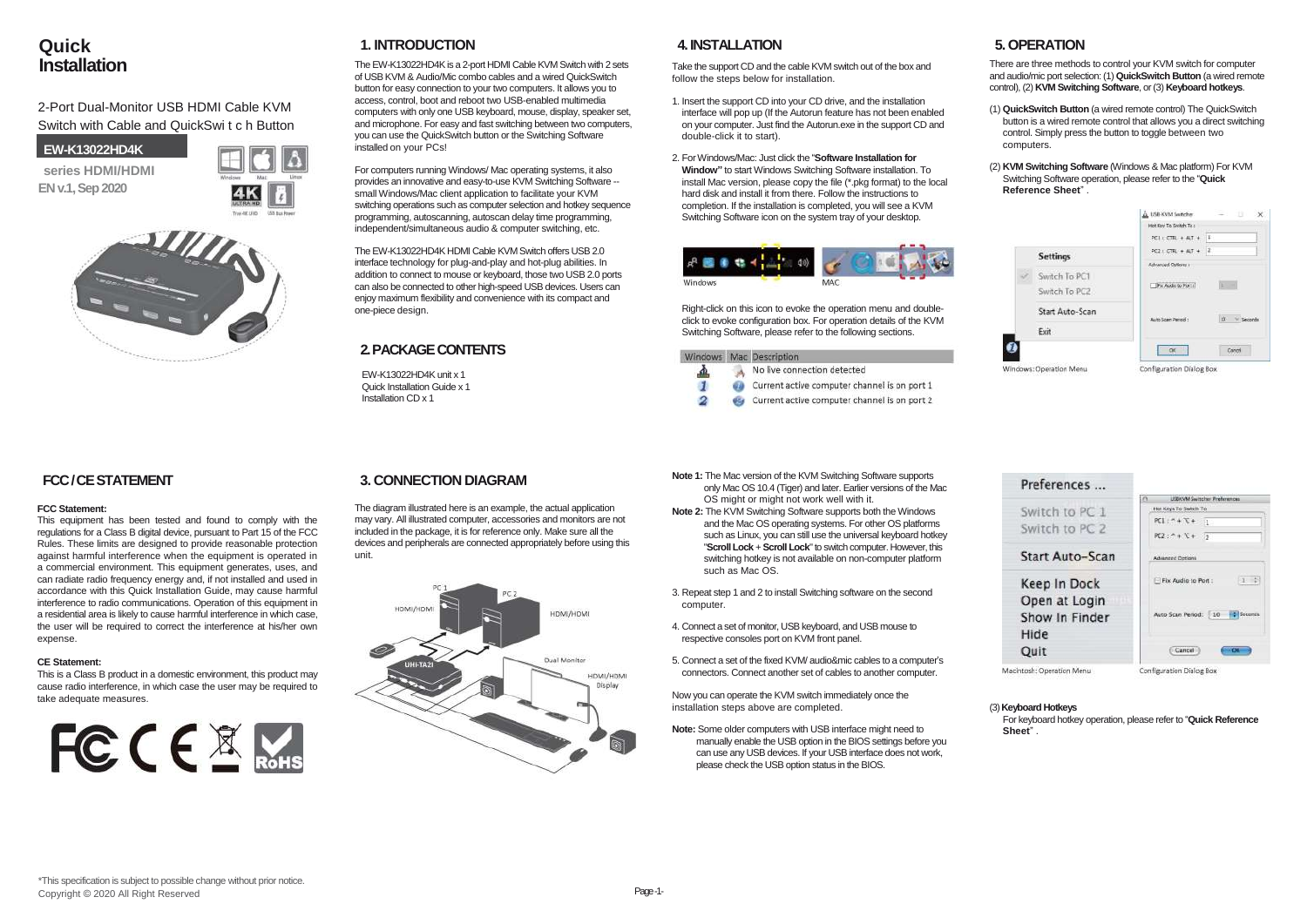# Quick Installation

2-Port Dual-Monitor USB HDMI Cable KVM Switch with Cable and QuickSwi t c h Button

**EW-K13022HD4K**

**series HDMI/HDMI**

**EN v.1, Sep 2020**

## FCC / CE STATEMENT

**FCC Statement:**

This equipment has been tested and found to comply with the regulations for a Class B digital device, pursuant to Part 15 of the FCC Rules. These limits are designed to provide reasonable protection against harmful interference when the equipment is operated in a commercial environment. This equipment generates, uses, and can radiate radio frequency energy and, if not installed and used in accordance with this Quick Installation Guide, may cause harmful interference to radio communications. Operation of this equipment in a residential area is likely to cause harmful interference in which case, the user will be required to correct the interference at his/her own expense.

**CE Statement:**

This is a Class B product in a domestic environment, this product may cause radio interference, in which case the user may be required to take adequate measures.

## 1. INTRODUCTION

The EW-K13022HD4K is a 2-port HDMI Cable KVM Switch with 2 sets of USB KVM & Audio/Mic combo cables and a wired QuickSwitch button for easy connection to your two computers. It allows you to access, control, boot and reboot two USB-enabled multimedia computers with only one USB keyboard, mouse, display, speaker set, and microphone. For easy and fast switching between two computers, you can use the QuickSwitch button or the Switching Software installed on your PCs!

For computers running Windows/ Mac operating systems, it also provides an innovative and easy-to-use KVM Switching Software -- small Windows/Mac client application to facilitate your KVM switching operations such as computer selection and hotkey sequence programming, autoscanning, autoscan delay time programming, independent/simultaneous audio & computer switching, etc.

The EW-K13022HD4K HDMI Cable KVM Switch offers USB 2.0 interface technology for plug-and-play and hot-plug abilities. In addition to connect to mouse or keyboard, those two USB 2.0 ports can also be connected to other high-speed USB devices. Users can enjoy maximum flexibility and convenience with its compact and one-piece design.

## 2. PACKAGE CONTENTS

EW-K13022HD4K unit x 1
Quick Installation Guide x 1
Installation CD x 1

## 3. CONNECTION DIAGRAM

The diagram illustrated here is an example, the actual application may vary. All illustrated computer, accessories and monitors are not included in the package, it is for reference only. Make sure all the devices and peripherals are connected appropriately before using this unit.

## 4. INSTALLATION

Take the support CD and the cable KVM switch out of the box and follow the steps below for installation.

1. Insert the support CD into your CD drive, and the installation interface will pop up (If the Autorun feature has not been enabled on your computer. Just find the Autorun.exe in the support CD and double-click it to start).
2. For Windows/Mac: Just click the "**Software Installation for Window"** to start Windows Switching Software installation. To install Mac version, please copy the file (*.pkg format) to the local hard disk and install it from there. Follow the instructions to completion. If the installation is completed, you will see a KVM Switching Software icon on the system tray of your desktop.

Windows　　MAC

Right-click on this icon to evoke the operation menu and double-click to evoke configuration box. For operation details of the KVM Switching Software, please refer to the following sections.

| Windows | Mac | Description |
| --- | --- | --- |
| | | No live connection detected |
| 1 | | Current active computer channel is on port 1 |
| 2 | | Current active computer channel is on port 2 |

**Note 1:** The Mac version of the KVM Switching Software supports only Mac OS 10.4 (Tiger) and later. Earlier versions of the Mac OS might or might not work well with it.

**Note 2:** The KVM Switching Software supports both the Windows and the Mac OS operating systems. For other OS platforms such as Linux, you can still use the universal keyboard hotkey "**Scroll Lock** + **Scroll Lock**" to switch computer. However, this switching hotkey is not available on non-computer platform such as Mac OS.

3. Repeat step 1 and 2 to install Switching software on the second computer.
4. Connect a set of monitor, USB keyboard, and USB mouse to respective consoles port on KVM front panel.
5. Connect a set of the fixed KVM/ audio&mic cables to a computer's connectors. Connect another set of cables to another computer.

Now you can operate the KVM switch immediately once the installation steps above are completed.

**Note:** Some older computers with USB interface might need to manually enable the USB option in the BIOS settings before you can use any USB devices. If your USB interface does not work, please check the USB option status in the BIOS.

## 5. OPERATION

There are three methods to control your KVM switch for computer and audio/mic port selection: (1) **QuickSwitch Button** (a wired remote control), (2) **KVM Switching Software**, or (3) **Keyboard hotkeys**.

(1) **QuickSwitch Button** (a wired remote control) The QuickSwitch button is a wired remote control that allows you a direct switching control. Simply press the button to toggle between two computers.

(2) **KVM Switching Software** (Windows & Mac platform) For KVM Switching Software operation, please refer to the "**Quick Reference Sheet**" .

Windows: Operation Menu　　Configuration Dialog Box

Macintosh: Operation Menu　　Configuration Dialog Box

(3) **Keyboard Hotkeys**

For keyboard hotkey operation, please refer to "**Quick Reference Sheet**" .

*This specification is subject to possible change without prior notice.
Copyright © 2020 All Right Reserved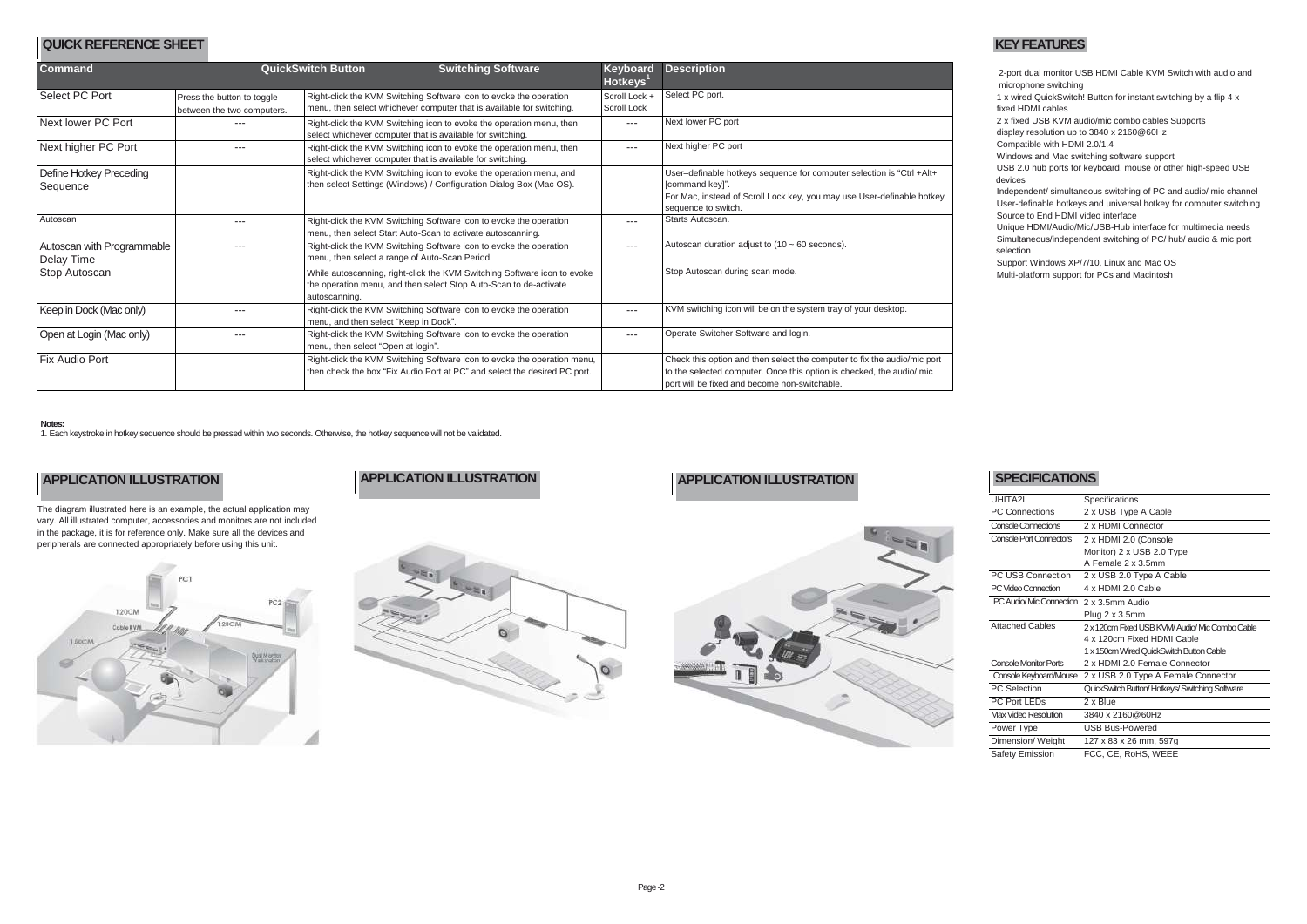## QUICK REFERENCE SHEET

| Command | QuickSwitch Button | Switching Software | Keyboard Hotkeys[1] | Description |
|---|---|---|---|---|
| Select PC Port | Press the button to toggle between the two computers. | Right-click the KVM Switching Software icon to evoke the operation menu, then select whichever computer that is available for switching. | Scroll Lock + Scroll Lock | Select PC port. |
| Next lower PC Port | --- | Right-click the KVM Switching icon to evoke the operation menu, then select whichever computer that is available for switching. | --- | Next lower PC port |
| Next higher PC Port | --- | Right-click the KVM Switching icon to evoke the operation menu, then select whichever computer that is available for switching. | --- | Next higher PC port |
| Define Hotkey Preceding Sequence | | Right-click the KVM Switching icon to evoke the operation menu, and then select Settings (Windows) / Configuration Dialog Box (Mac OS). | | User–definable hotkeys sequence for computer selection is "Ctrl +Alt+ [command key]". For Mac, instead of Scroll Lock key, you may use User-definable hotkey sequence to switch. |
| Autoscan | --- | Right-click the KVM Switching Software icon to evoke the operation menu, then select Start Auto-Scan to activate autoscanning. | --- | Starts Autoscan. |
| Autoscan with Programmable Delay Time | --- | Right-click the KVM Switching Software icon to evoke the operation menu, then select a range of Auto-Scan Period. | --- | Autoscan duration adjust to (10 ~ 60 seconds). |
| Stop Autoscan | | While autoscanning, right-click the KVM Switching Software icon to evoke the operation menu, and then select Stop Auto-Scan to de-activate autoscanning. | | Stop Autoscan during scan mode. |
| Keep in Dock (Mac only) | --- | Right-click the KVM Switching Software icon to evoke the operation menu, and then select "Keep in Dock". | --- | KVM switching icon will be on the system tray of your desktop. |
| Open at Login (Mac only) | --- | Right-click the KVM Switching Software icon to evoke the operation menu, then select "Open at login". | --- | Operate Switcher Software and login. |
| Fix Audio Port | | Right-click the KVM Switching Software icon to evoke the operation menu, then check the box "Fix Audio Port at PC" and select the desired PC port. | | Check this option and then select the computer to fix the audio/mic port to the selected computer. Once this option is checked, the audio/ mic port will be fixed and become non-switchable. |

**Notes:**
1. Each keystroke in hotkey sequence should be pressed within two seconds. Otherwise, the hotkey sequence will not be validated.

## KEY FEATURES

- 2-port dual monitor USB HDMI Cable KVM Switch with audio and microphone switching
- 1 x wired QuickSwitch! Button for instant switching by a flip 4 x fixed HDMI cables
- 2 x fixed USB KVM audio/mic combo cables Supports display resolution up to 3840 x 2160@60Hz
- Compatible with HDMI 2.0/1.4
- Windows and Mac switching software support
- USB 2.0 hub ports for keyboard, mouse or other high-speed USB devices
- Independent/ simultaneous switching of PC and audio/ mic channel
- User-definable hotkeys and universal hotkey for computer switching
- Source to End HDMI video interface
- Unique HDMI/Audio/Mic/USB-Hub interface for multimedia needs
- Simultaneous/independent switching of PC/ hub/ audio & mic port selection
- Support Windows XP/7/10, Linux and Mac OS
- Multi-platform support for PCs and Macintosh

## APPLICATION ILLUSTRATION

The diagram illustrated here is an example, the actual application may vary. All illustrated computer, accessories and monitors are not included in the package, it is for reference only. Make sure all the devices and peripherals are connected appropriately before using this unit.

PC1

PC2

120CM

120CM

Cable KVM

150CM

Dual Monitor Workstation

## APPLICATION ILLUSTRATION

## APPLICATION ILLUSTRATION

## SPECIFICATIONS

| UHITA2I | Specifications |
|---|---|
| PC Connections | 2 x USB Type A Cable |
| Console Connections | 2 x HDMI Connector |
| Console Port Connectors | 2 x HDMI 2.0 (Console Monitor) 2 x USB 2.0 Type A Female 2 x 3.5mm |
| PC USB Connection | 2 x USB 2.0 Type A Cable |
| PC Video Connection | 4 x HDMI 2.0 Cable |
| PC Audio/ Mic Connection | 2 x 3.5mm Audio Plug 2 x 3.5mm |
| Attached Cables | 2 x 120cm Fixed USB KVM/ Audio/ Mic Combo Cable<br>4 x 120cm Fixed HDMI Cable<br>1 x 150cm Wired QuickSwitch Button Cable |
| Console Monitor Ports | 2 x HDMI 2.0 Female Connector |
| Console Keyboard/Mouse | 2 x USB 2.0 Type A Female Connector |
| PC Selection | QuickSwitch Button/ Hotkeys/ Switching Software |
| PC Port LEDs | 2 x Blue |
| Max Video Resolution | 3840 x 2160@60Hz |
| Power Type | USB Bus-Powered |
| Dimension/ Weight | 127 x 83 x 26 mm, 597g |
| Safety Emission | FCC, CE, RoHS, WEEE |